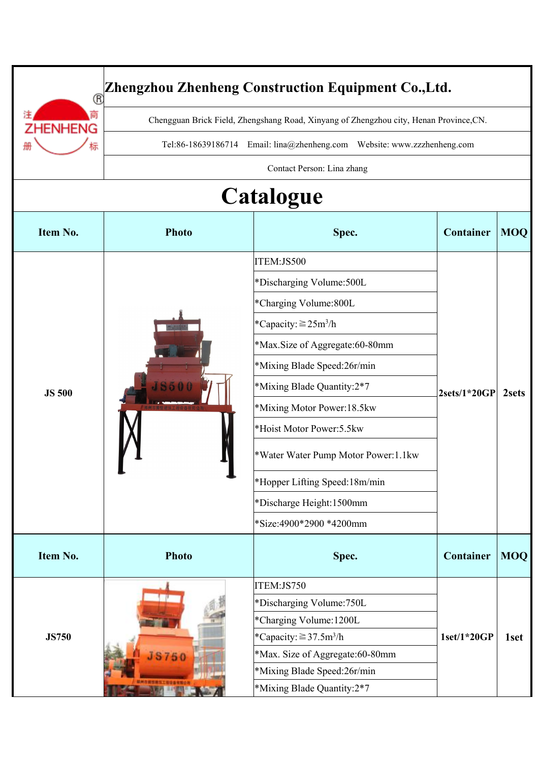# Zhengzhou Zhenheng Construction Equipment Co.,Ltd.

Chengguan Brick Field, Zhengshang Road, Xinyang of Zhengzhou city, Henan Province,CN.

Tel:86-18639186714 Email: lina@zhenheng.com Website: www.zzzhenheng.com

Contact Person: Lina zhang

## Catalogue

| Item No. | Photo | Spec. | Container | MOQ |
|---|---|---|---|---|
| JS 500 | | ITEM:JS500<br>*Discharging Volume:500L<br>*Charging Volume:800L<br>*Capacity:≧25m³/h<br>*Max.Size of Aggregate:60-80mm<br>*Mixing Blade Speed:26r/min<br>*Mixing Blade Quantity:2*7<br>*Mixing Motor Power:18.5kw<br>*Hoist Motor Power:5.5kw<br>*Water Water Pump Motor Power:1.1kw<br>*Hopper Lifting Speed:18m/min<br>*Discharge Height:1500mm<br>*Size:4900*2900 *4200mm | 2sets/1*20GP | 2sets |

| Item No. | Photo | Spec. | Container | MOQ |
|---|---|---|---|---|
| JS750 | | ITEM:JS750<br>*Discharging Volume:750L<br>*Charging Volume:1200L<br>*Capacity:≧37.5m³/h<br>*Max. Size of Aggregate:60-80mm<br>*Mixing Blade Speed:26r/min<br>*Mixing Blade Quantity:2*7 | 1set/1*20GP | 1set |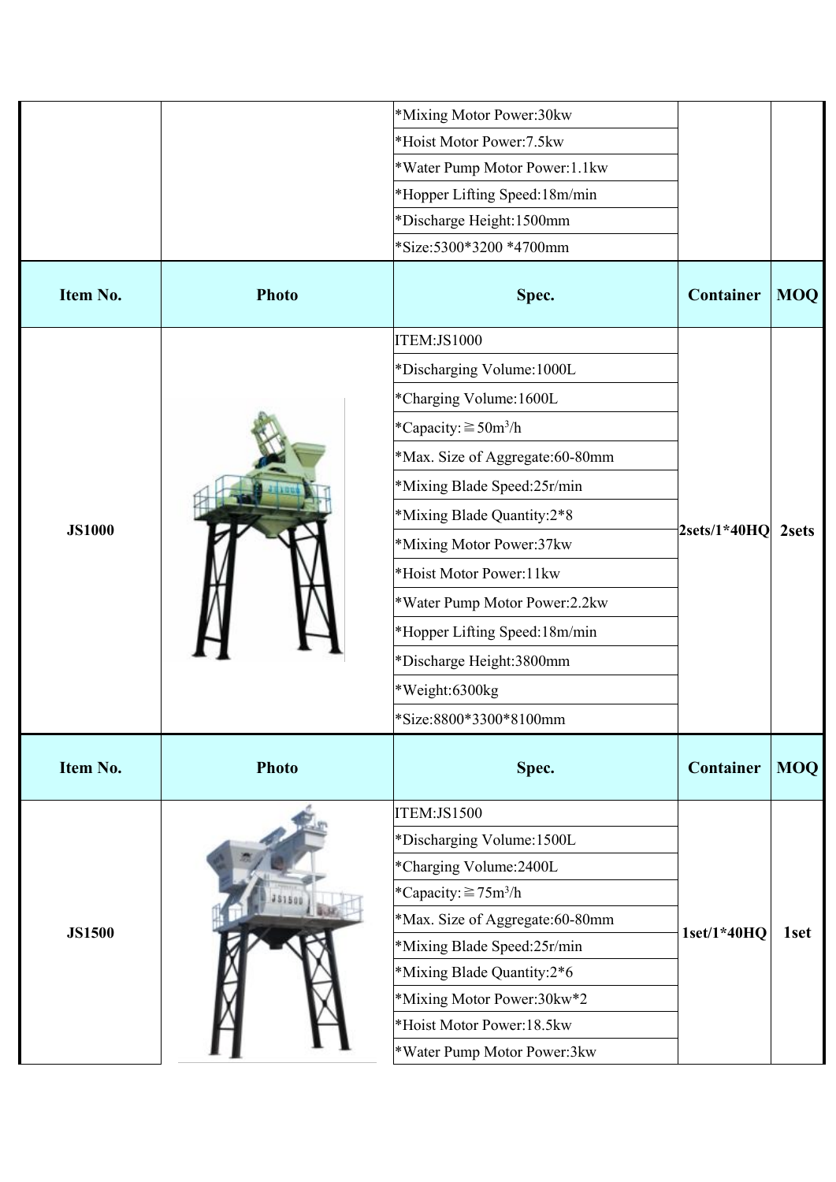| | | | | |
|---|---|---|---|---|
| | | *Mixing Motor Power:30kw | | |
| | | *Hoist Motor Power:7.5kw | | |
| | | *Water Pump Motor Power:1.1kw | | |
| | | *Hopper Lifting Speed:18m/min | | |
| | | *Discharge Height:1500mm | | |
| | | *Size:5300*3200 *4700mm | | |

| Item No. | Photo | Spec. | Container | MOQ |
|---|---|---|---|---|
| JS1000 | | ITEM:JS1000 | 2sets/1*40HQ | 2sets |
| | | *Discharging Volume:1000L | | |
| | | *Charging Volume:1600L | | |
| | | *Capacity:≧50m$^3$/h | | |
| | | *Max. Size of Aggregate:60-80mm | | |
| | | *Mixing Blade Speed:25r/min | | |
| | | *Mixing Blade Quantity:2*8 | | |
| | | *Mixing Motor Power:37kw | | |
| | | *Hoist Motor Power:11kw | | |
| | | *Water Pump Motor Power:2.2kw | | |
| | | *Hopper Lifting Speed:18m/min | | |
| | | *Discharge Height:3800mm | | |
| | | *Weight:6300kg | | |
| | | *Size:8800*3300*8100mm | | |

| Item No. | Photo | Spec. | Container | MOQ |
|---|---|---|---|---|
| JS1500 | | ITEM:JS1500 | 1set/1*40HQ | 1set |
| | | *Discharging Volume:1500L | | |
| | | *Charging Volume:2400L | | |
| | | *Capacity:≧75m$^3$/h | | |
| | | *Max. Size of Aggregate:60-80mm | | |
| | | *Mixing Blade Speed:25r/min | | |
| | | *Mixing Blade Quantity:2*6 | | |
| | | *Mixing Motor Power:30kw*2 | | |
| | | *Hoist Motor Power:18.5kw | | |
| | | *Water Pump Motor Power:3kw | | |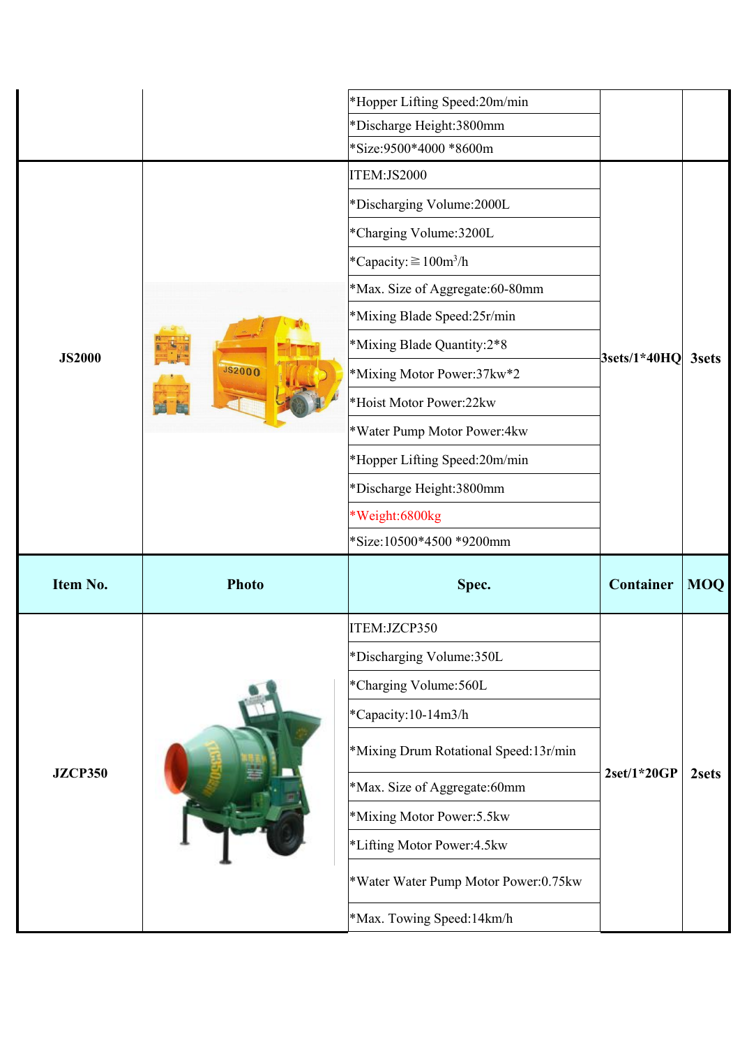| Item No. | Photo | Spec. | Container | MOQ |
|---|---|---|---|---|
| | | *Hopper Lifting Speed:20m/min<br>*Discharge Height:3800mm<br>*Size:9500*4000 *8600m | | |
| JS2000 | | ITEM:JS2000<br>*Discharging Volume:2000L<br>*Charging Volume:3200L<br>*Capacity:≧100m$^3$/h<br>*Max. Size of Aggregate:60-80mm<br>*Mixing Blade Speed:25r/min<br>*Mixing Blade Quantity:2*8<br>*Mixing Motor Power:37kw*2<br>*Hoist Motor Power:22kw<br>*Water Pump Motor Power:4kw<br>*Hopper Lifting Speed:20m/min<br>*Discharge Height:3800mm<br>*Weight:6800kg<br>*Size:10500*4500 *9200mm | 3sets/1*40HQ | 3sets |
| Item No. | Photo | Spec. | Container | MOQ |
| JZCP350 | | ITEM:JZCP350<br>*Discharging Volume:350L<br>*Charging Volume:560L<br>*Capacity:10-14m3/h<br>*Mixing Drum Rotational Speed:13r/min<br>*Max. Size of Aggregate:60mm<br>*Mixing Motor Power:5.5kw<br>*Lifting Motor Power:4.5kw<br>*Water Water Pump Motor Power:0.75kw<br>*Max. Towing Speed:14km/h | 2set/1*20GP | 2sets |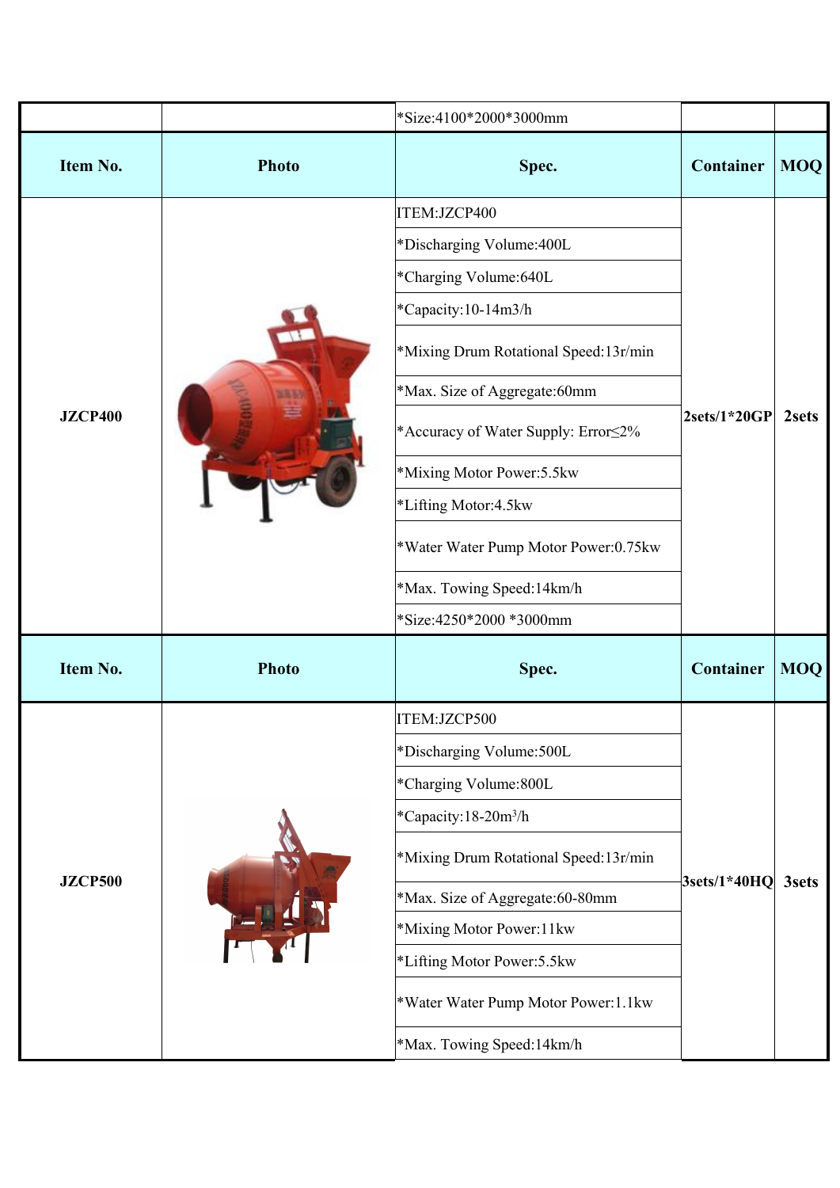| | | *Size:4100*2000*3000mm | | |
|---|---|---|---|---|
| **Item No.** | **Photo** | **Spec.** | **Container** | **MOQ** |
| **JZCP400** | | ITEM:JZCP400 | **2sets/1*20GP** | **2sets** |
| | | *Discharging Volume:400L | | |
| | | *Charging Volume:640L | | |
| | | *Capacity:10-14m3/h | | |
| | | *Mixing Drum Rotational Speed:13r/min | | |
| | | *Max. Size of Aggregate:60mm | | |
| | | *Accuracy of Water Supply: Error≤2% | | |
| | | *Mixing Motor Power:5.5kw | | |
| | | *Lifting Motor:4.5kw | | |
| | | *Water Water Pump Motor Power:0.75kw | | |
| | | *Max. Towing Speed:14km/h | | |
| | | *Size:4250*2000 *3000mm | | |
| **Item No.** | **Photo** | **Spec.** | **Container** | **MOQ** |
| **JZCP500** | | ITEM:JZCP500 | **3sets/1*40HQ** | **3sets** |
| | | *Discharging Volume:500L | | |
| | | *Charging Volume:800L | | |
| | | *Capacity:18-20m$^3$/h | | |
| | | *Mixing Drum Rotational Speed:13r/min | | |
| | | *Max. Size of Aggregate:60-80mm | | |
| | | *Mixing Motor Power:11kw | | |
| | | *Lifting Motor Power:5.5kw | | |
| | | *Water Water Pump Motor Power:1.1kw | | |
| | | *Max. Towing Speed:14km/h | | |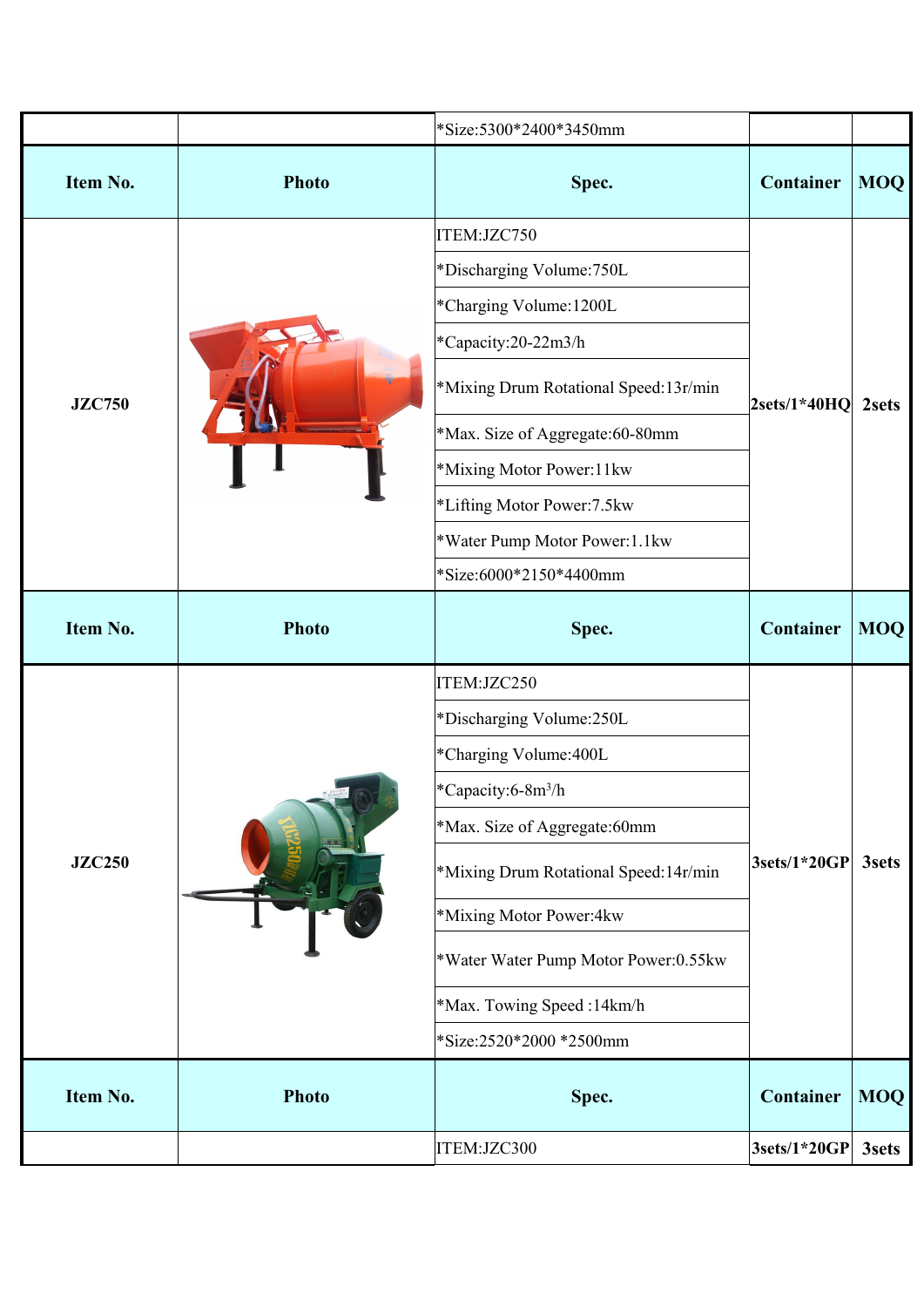| | | *Size:5300*2400*3450mm | | |
|---|---|---|---|---|
| **Item No.** | **Photo** | **Spec.** | **Container** | **MOQ** |
| JZC750 | | ITEM:JZC750<br>*Discharging Volume:750L<br>*Charging Volume:1200L<br>*Capacity:20-22m3/h<br>*Mixing Drum Rotational Speed:13r/min<br>*Max. Size of Aggregate:60-80mm<br>*Mixing Motor Power:11kw<br>*Lifting Motor Power:7.5kw<br>*Water Pump Motor Power:1.1kw<br>*Size:6000*2150*4400mm | 2sets/1*40HQ | 2sets |
| **Item No.** | **Photo** | **Spec.** | **Container** | **MOQ** |
| JZC250 | | ITEM:JZC250<br>*Discharging Volume:250L<br>*Charging Volume:400L<br>*Capacity:6-8m$^3$/h<br>*Max. Size of Aggregate:60mm<br>*Mixing Drum Rotational Speed:14r/min<br>*Mixing Motor Power:4kw<br>*Water Water Pump Motor Power:0.55kw<br>*Max. Towing Speed :14km/h<br>*Size:2520*2000 *2500mm | 3sets/1*20GP | 3sets |
| **Item No.** | **Photo** | **Spec.** | **Container** | **MOQ** |
| | | ITEM:JZC300 | 3sets/1*20GP | 3sets |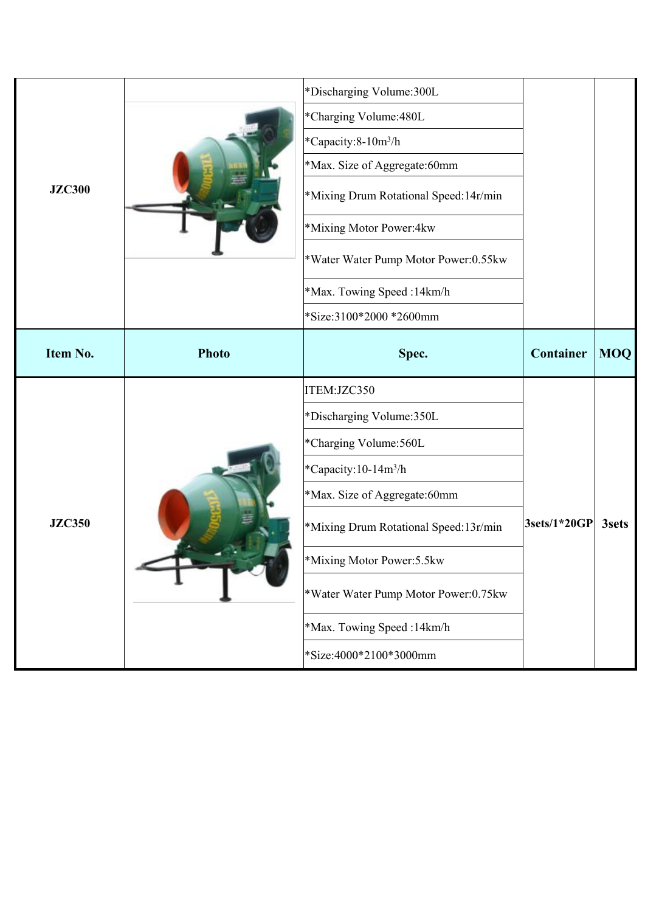| | | | | |
|---|---|---|---|---|
| JZC300 | | *Discharging Volume:300L<br>*Charging Volume:480L<br>*Capacity:8-10m³/h<br>*Max. Size of Aggregate:60mm<br>*Mixing Drum Rotational Speed:14r/min<br>*Mixing Motor Power:4kw<br>*Water Water Pump Motor Power:0.55kw<br>*Max. Towing Speed :14km/h<br>*Size:3100*2000 *2600mm | | |
| **Item No.** | **Photo** | **Spec.** | **Container** | **MOQ** |
| JZC350 | | ITEM:JZC350<br>*Discharging Volume:350L<br>*Charging Volume:560L<br>*Capacity:10-14m³/h<br>*Max. Size of Aggregate:60mm<br>*Mixing Drum Rotational Speed:13r/min<br>*Mixing Motor Power:5.5kw<br>*Water Water Pump Motor Power:0.75kw<br>*Max. Towing Speed :14km/h<br>*Size:4000*2100*3000mm | 3sets/1*20GP | 3sets |